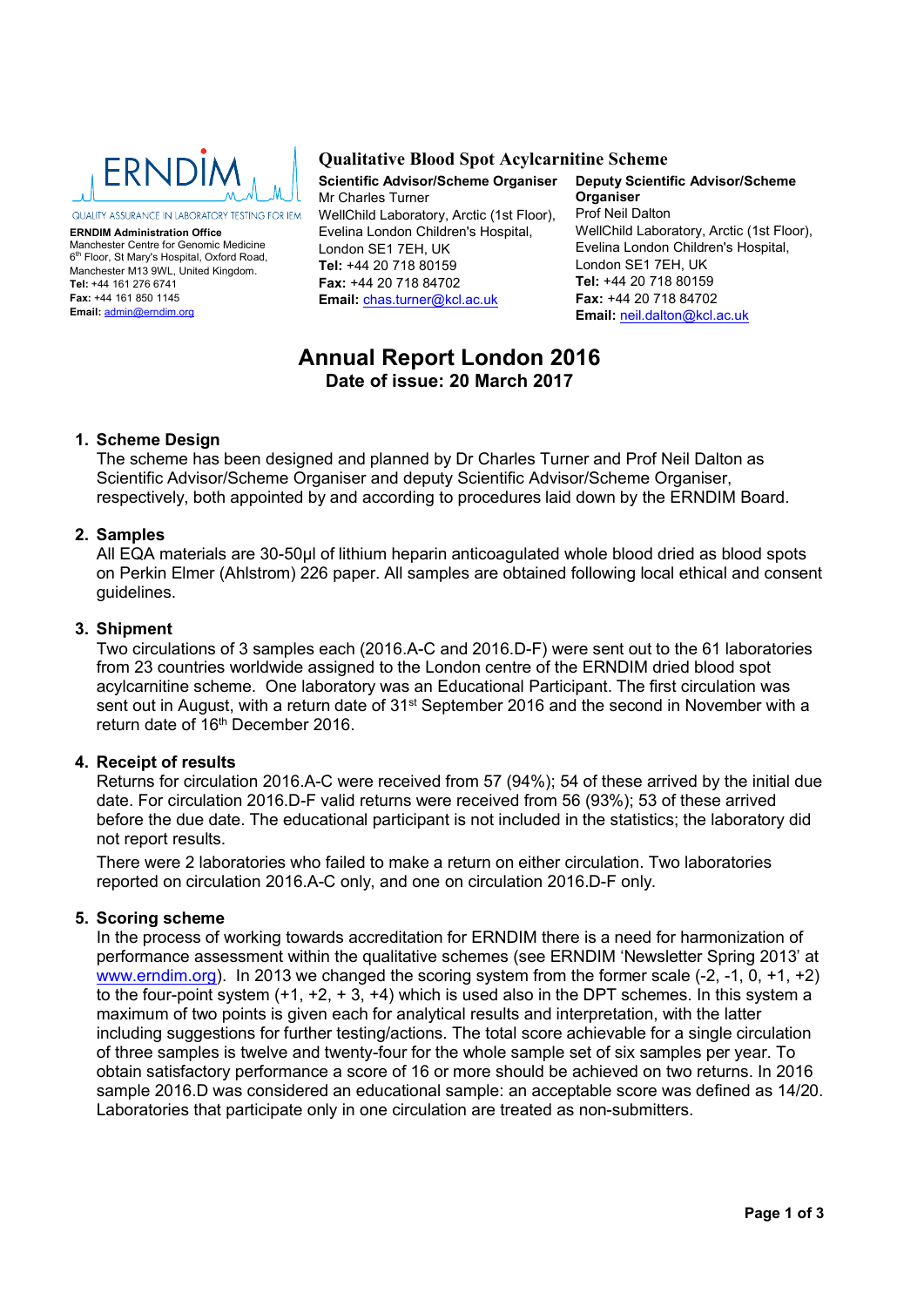ERNDIM

QUALITY ASSURANCE IN LABORATORY TESTING FOR IEM

**ERNDIM Administration Office**
Manchester Centre for Genomic Medicine
6th Floor, St Mary's Hospital, Oxford Road,
Manchester M13 9WL, United Kingdom.
**Tel:** +44 161 276 6741
**Fax:** +44 161 850 1145
**Email:** admin@erndim.org

## Qualitative Blood Spot Acylcarnitine Scheme

**Scientific Advisor/Scheme Organiser**
Mr Charles Turner
WellChild Laboratory, Arctic (1st Floor),
Evelina London Children's Hospital,
London SE1 7EH, UK
**Tel:** +44 20 718 80159
**Fax:** +44 20 718 84702
**Email:** chas.turner@kcl.ac.uk

**Deputy Scientific Advisor/Scheme Organiser**
Prof Neil Dalton
WellChild Laboratory, Arctic (1st Floor),
Evelina London Children's Hospital,
London SE1 7EH, UK
**Tel:** +44 20 718 80159
**Fax:** +44 20 718 84702
**Email:** neil.dalton@kcl.ac.uk

# Annual Report London 2016

**Date of issue: 20 March 2017**

## 1. Scheme Design

The scheme has been designed and planned by Dr Charles Turner and Prof Neil Dalton as Scientific Advisor/Scheme Organiser and deputy Scientific Advisor/Scheme Organiser, respectively, both appointed by and according to procedures laid down by the ERNDIM Board.

## 2. Samples

All EQA materials are 30-50µl of lithium heparin anticoagulated whole blood dried as blood spots on Perkin Elmer (Ahlstrom) 226 paper. All samples are obtained following local ethical and consent guidelines.

## 3. Shipment

Two circulations of 3 samples each (2016.A-C and 2016.D-F) were sent out to the 61 laboratories from 23 countries worldwide assigned to the London centre of the ERNDIM dried blood spot acylcarnitine scheme. One laboratory was an Educational Participant. The first circulation was sent out in August, with a return date of 31st September 2016 and the second in November with a return date of 16th December 2016.

## 4. Receipt of results

Returns for circulation 2016.A-C were received from 57 (94%); 54 of these arrived by the initial due date. For circulation 2016.D-F valid returns were received from 56 (93%); 53 of these arrived before the due date. The educational participant is not included in the statistics; the laboratory did not report results.

There were 2 laboratories who failed to make a return on either circulation. Two laboratories reported on circulation 2016.A-C only, and one on circulation 2016.D-F only.

## 5. Scoring scheme

In the process of working towards accreditation for ERNDIM there is a need for harmonization of performance assessment within the qualitative schemes (see ERNDIM 'Newsletter Spring 2013' at www.erndim.org). In 2013 we changed the scoring system from the former scale (-2, -1, 0, +1, +2) to the four-point system (+1, +2, + 3, +4) which is used also in the DPT schemes. In this system a maximum of two points is given each for analytical results and interpretation, with the latter including suggestions for further testing/actions. The total score achievable for a single circulation of three samples is twelve and twenty-four for the whole sample set of six samples per year. To obtain satisfactory performance a score of 16 or more should be achieved on two returns. In 2016 sample 2016.D was considered an educational sample: an acceptable score was defined as 14/20. Laboratories that participate only in one circulation are treated as non-submitters.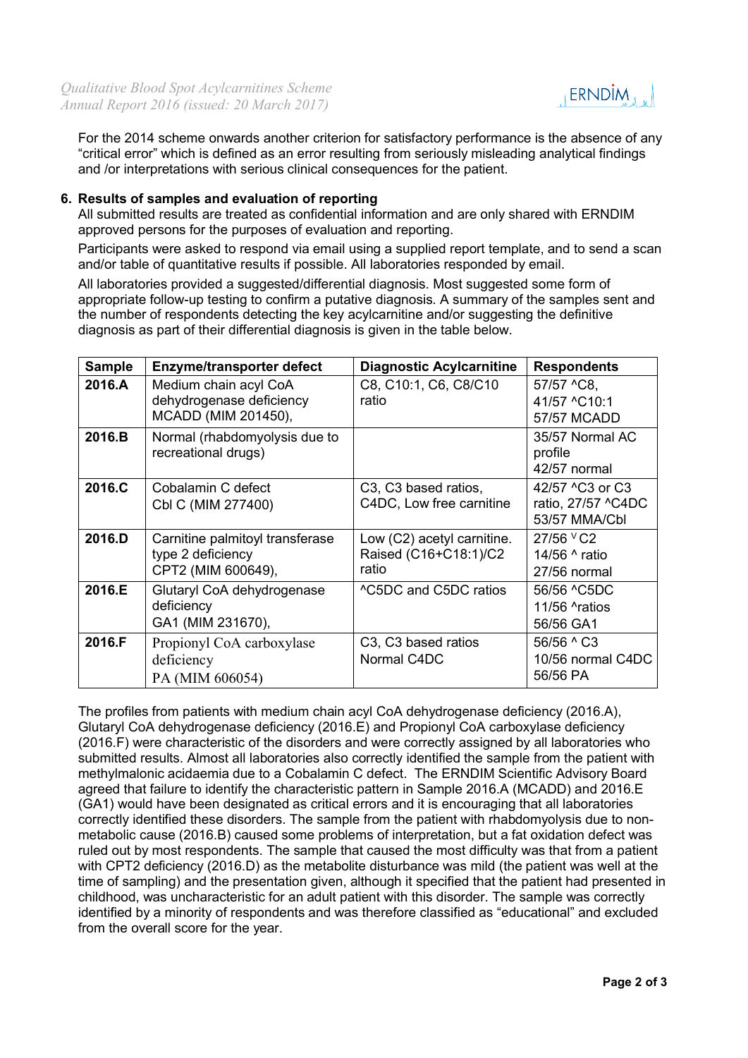For the 2014 scheme onwards another criterion for satisfactory performance is the absence of any "critical error" which is defined as an error resulting from seriously misleading analytical findings and /or interpretations with serious clinical consequences for the patient.

## 6. Results of samples and evaluation of reporting

All submitted results are treated as confidential information and are only shared with ERNDIM approved persons for the purposes of evaluation and reporting.

Participants were asked to respond via email using a supplied report template, and to send a scan and/or table of quantitative results if possible. All laboratories responded by email.

All laboratories provided a suggested/differential diagnosis. Most suggested some form of appropriate follow-up testing to confirm a putative diagnosis. A summary of the samples sent and the number of respondents detecting the key acylcarnitine and/or suggesting the definitive diagnosis as part of their differential diagnosis is given in the table below.

| Sample | Enzyme/transporter defect | Diagnostic Acylcarnitine | Respondents |
|---|---|---|---|
| **2016.A** | Medium chain acyl CoA dehydrogenase deficiency MCADD (MIM 201450), | C8, C10:1, C6, C8/C10 ratio | 57/57 ^C8, 41/57 ^C10:1 57/57 MCADD |
| **2016.B** | Normal (rhabdomyolysis due to recreational drugs) | | 35/57 Normal AC profile 42/57 normal |
| **2016.C** | Cobalamin C defect Cbl C (MIM 277400) | C3, C3 based ratios, C4DC, Low free carnitine | 42/57 ^C3 or C3 ratio, 27/57 ^C4DC 53/57 MMA/Cbl |
| **2016.D** | Carnitine palmitoyl transferase type 2 deficiency CPT2 (MIM 600649), | Low (C2) acetyl carnitine. Raised (C16+C18:1)/C2 ratio | 27/56 v C2 14/56 ^ ratio 27/56 normal |
| **2016.E** | Glutaryl CoA dehydrogenase deficiency GA1 (MIM 231670), | ^C5DC and C5DC ratios | 56/56 ^C5DC 11/56 ^ratios 56/56 GA1 |
| **2016.F** | Propionyl CoA carboxylase deficiency PA (MIM 606054) | C3, C3 based ratios Normal C4DC | 56/56 ^ C3 10/56 normal C4DC 56/56 PA |

The profiles from patients with medium chain acyl CoA dehydrogenase deficiency (2016.A), Glutaryl CoA dehydrogenase deficiency (2016.E) and Propionyl CoA carboxylase deficiency (2016.F) were characteristic of the disorders and were correctly assigned by all laboratories who submitted results. Almost all laboratories also correctly identified the sample from the patient with methylmalonic acidaemia due to a Cobalamin C defect. The ERNDIM Scientific Advisory Board agreed that failure to identify the characteristic pattern in Sample 2016.A (MCADD) and 2016.E (GA1) would have been designated as critical errors and it is encouraging that all laboratories correctly identified these disorders. The sample from the patient with rhabdomyolysis due to non-metabolic cause (2016.B) caused some problems of interpretation, but a fat oxidation defect was ruled out by most respondents. The sample that caused the most difficulty was that from a patient with CPT2 deficiency (2016.D) as the metabolite disturbance was mild (the patient was well at the time of sampling) and the presentation given, although it specified that the patient had presented in childhood, was uncharacteristic for an adult patient with this disorder. The sample was correctly identified by a minority of respondents and was therefore classified as "educational" and excluded from the overall score for the year.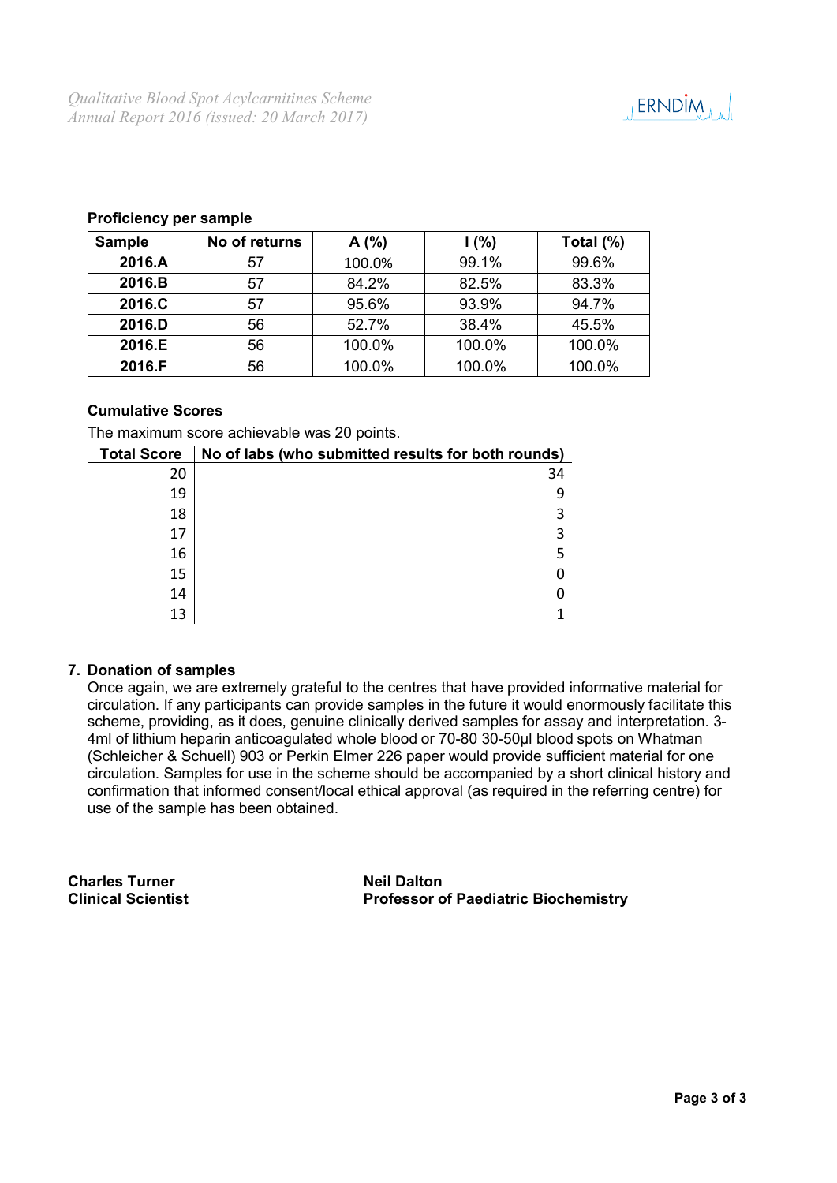**Proficiency per sample**

| Sample | No of returns | A (%) | I (%) | Total (%) |
|---|---|---|---|---|
| **2016.A** | 57 | 100.0% | 99.1% | 99.6% |
| **2016.B** | 57 | 84.2% | 82.5% | 83.3% |
| **2016.C** | 57 | 95.6% | 93.9% | 94.7% |
| **2016.D** | 56 | 52.7% | 38.4% | 45.5% |
| **2016.E** | 56 | 100.0% | 100.0% | 100.0% |
| **2016.F** | 56 | 100.0% | 100.0% | 100.0% |

**Cumulative Scores**

The maximum score achievable was 20 points.

| Total Score | No of labs (who submitted results for both rounds) |
|---|---|
| 20 | 34 |
| 19 | 9 |
| 18 | 3 |
| 17 | 3 |
| 16 | 5 |
| 15 | 0 |
| 14 | 0 |
| 13 | 1 |

## 7. Donation of samples

Once again, we are extremely grateful to the centres that have provided informative material for circulation. If any participants can provide samples in the future it would enormously facilitate this scheme, providing, as it does, genuine clinically derived samples for assay and interpretation. 3-4ml of lithium heparin anticoagulated whole blood or 70-80 30-50µl blood spots on Whatman (Schleicher & Schuell) 903 or Perkin Elmer 226 paper would provide sufficient material for one circulation. Samples for use in the scheme should be accompanied by a short clinical history and confirmation that informed consent/local ethical approval (as required in the referring centre) for use of the sample has been obtained.

**Charles Turner**
**Clinical Scientist**

**Neil Dalton**
**Professor of Paediatric Biochemistry**